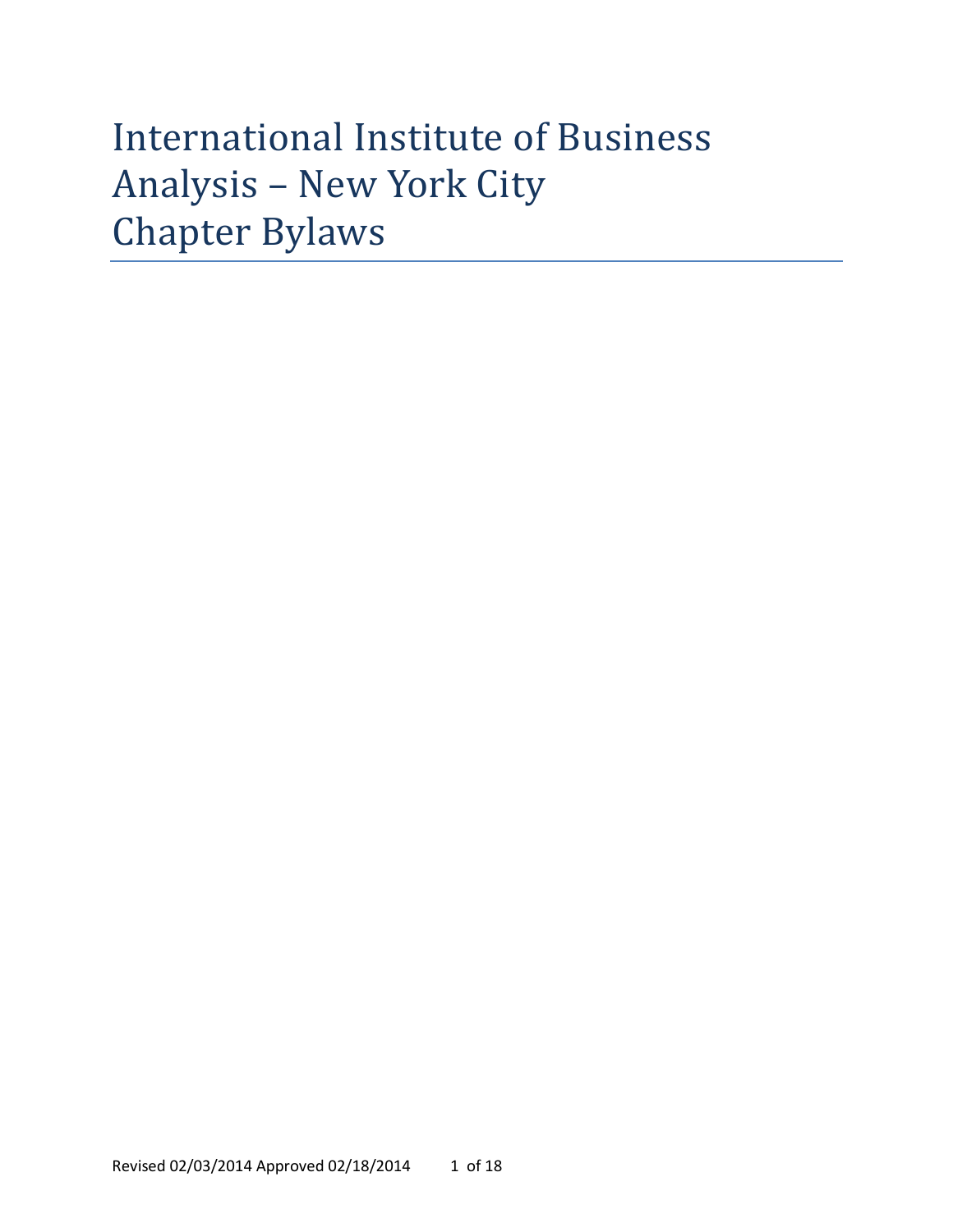# International Institute of Business Analysis – New York City Chapter Bylaws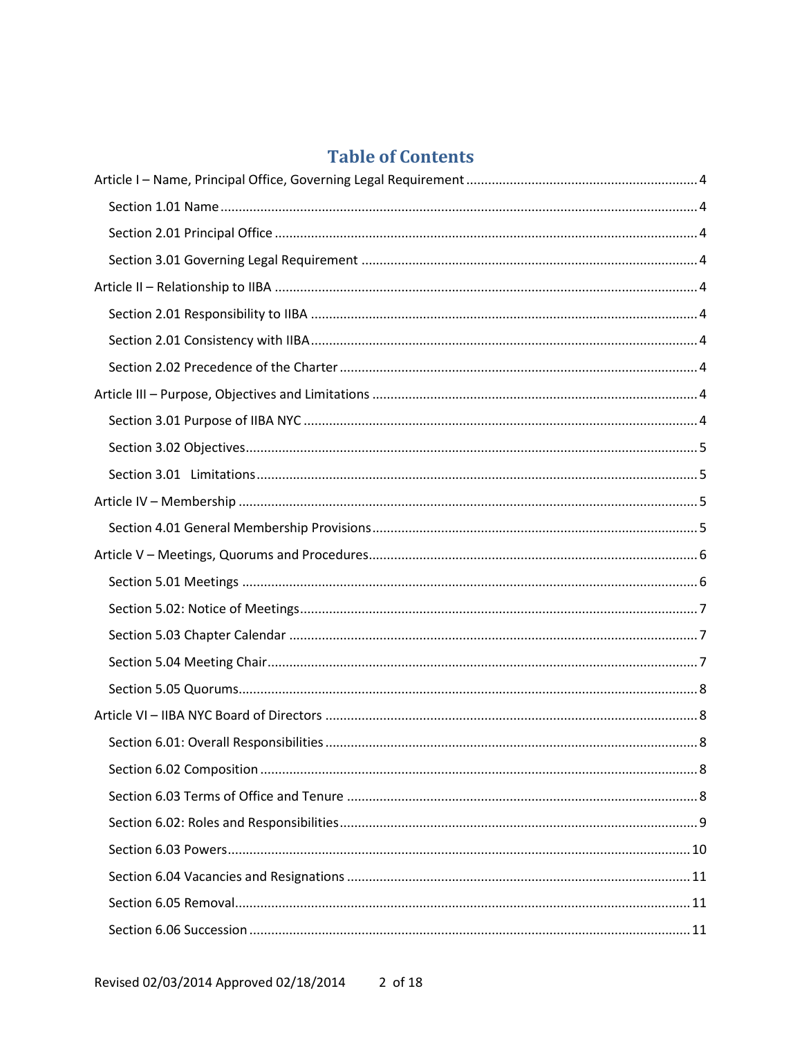# Table of Contents

Article I – Name, Principal Office, Governing Legal Requirement ........ 4

- Section 1.01 Name ........ 4
- Section 2.01 Principal Office ........ 4
- Section 3.01 Governing Legal Requirement ........ 4

Article II – Relationship to IIBA ........ 4

- Section 2.01 Responsibility to IIBA ........ 4
- Section 2.01 Consistency with IIBA ........ 4
- Section 2.02 Precedence of the Charter ........ 4

Article III – Purpose, Objectives and Limitations ........ 4

- Section 3.01 Purpose of IIBA NYC ........ 4
- Section 3.02 Objectives ........ 5
- Section 3.01 Limitations ........ 5

Article IV – Membership ........ 5

- Section 4.01 General Membership Provisions ........ 5

Article V – Meetings, Quorums and Procedures ........ 6

- Section 5.01 Meetings ........ 6
- Section 5.02: Notice of Meetings ........ 7
- Section 5.03 Chapter Calendar ........ 7
- Section 5.04 Meeting Chair ........ 7
- Section 5.05 Quorums ........ 8

Article VI – IIBA NYC Board of Directors ........ 8

- Section 6.01: Overall Responsibilities ........ 8
- Section 6.02 Composition ........ 8
- Section 6.03 Terms of Office and Tenure ........ 8
- Section 6.02: Roles and Responsibilities ........ 9
- Section 6.03 Powers ........ 10
- Section 6.04 Vacancies and Resignations ........ 11
- Section 6.05 Removal ........ 11
- Section 6.06 Succession ........ 11

Revised 02/03/2014 Approved 02/18/2014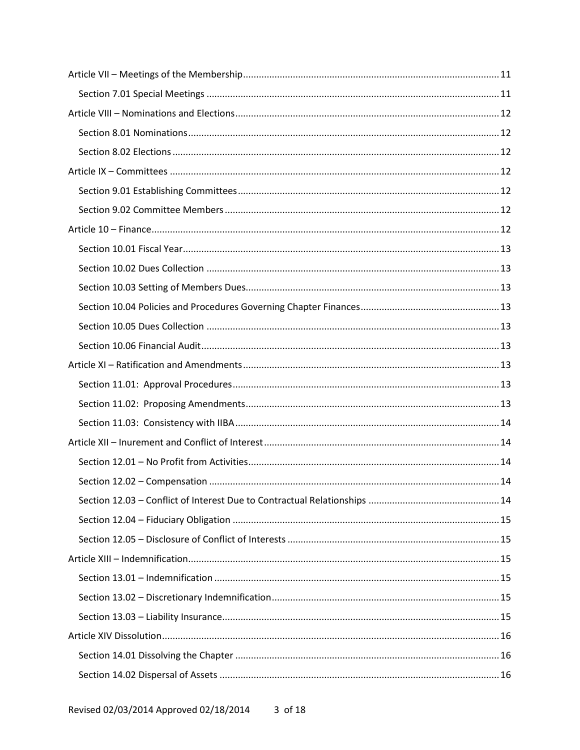Article VII – Meetings of the Membership ........ 11

Section 7.01 Special Meetings ........ 11

Article VIII – Nominations and Elections ........ 12

Section 8.01 Nominations ........ 12

Section 8.02 Elections ........ 12

Article IX – Committees ........ 12

Section 9.01 Establishing Committees ........ 12

Section 9.02 Committee Members ........ 12

Article 10 – Finance ........ 12

Section 10.01 Fiscal Year ........ 13

Section 10.02 Dues Collection ........ 13

Section 10.03 Setting of Members Dues ........ 13

Section 10.04 Policies and Procedures Governing Chapter Finances ........ 13

Section 10.05 Dues Collection ........ 13

Section 10.06 Financial Audit ........ 13

Article XI – Ratification and Amendments ........ 13

Section 11.01: Approval Procedures ........ 13

Section 11.02: Proposing Amendments ........ 13

Section 11.03: Consistency with IIBA ........ 14

Article XII – Inurement and Conflict of Interest ........ 14

Section 12.01 – No Profit from Activities ........ 14

Section 12.02 – Compensation ........ 14

Section 12.03 – Conflict of Interest Due to Contractual Relationships ........ 14

Section 12.04 – Fiduciary Obligation ........ 15

Section 12.05 – Disclosure of Conflict of Interests ........ 15

Article XIII – Indemnification ........ 15

Section 13.01 – Indemnification ........ 15

Section 13.02 – Discretionary Indemnification ........ 15

Section 13.03 – Liability Insurance ........ 15

Article XIV Dissolution ........ 16

Section 14.01 Dissolving the Chapter ........ 16

Section 14.02 Dispersal of Assets ........ 16

Revised 02/03/2014 Approved 02/18/2014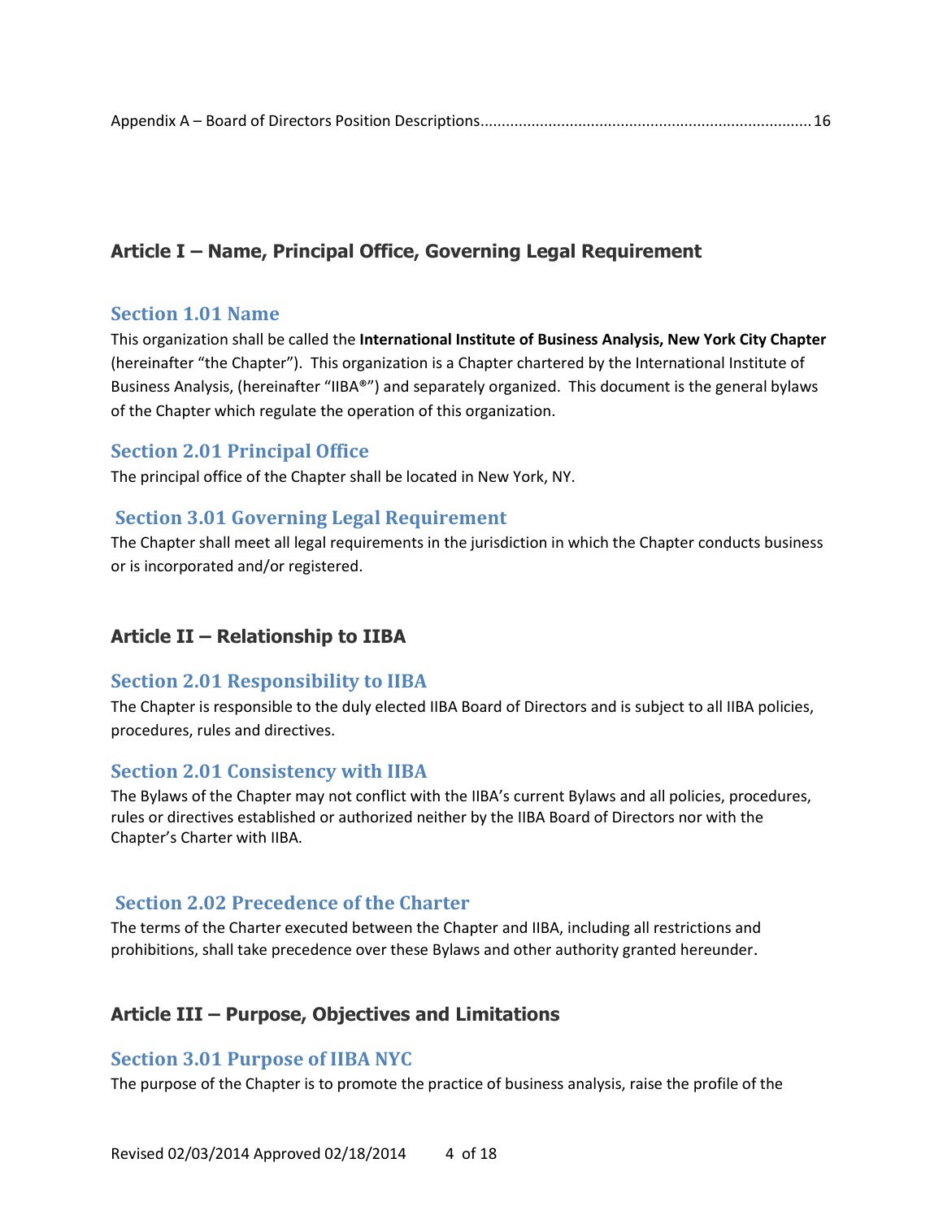Appendix A – Board of Directors Position Descriptions............................................................................ 16

## Article I – Name, Principal Office, Governing Legal Requirement

### Section 1.01 Name

This organization shall be called the **International Institute of Business Analysis, New York City Chapter** (hereinafter "the Chapter"). This organization is a Chapter chartered by the International Institute of Business Analysis, (hereinafter "IIBA®") and separately organized. This document is the general bylaws of the Chapter which regulate the operation of this organization.

### Section 2.01 Principal Office

The principal office of the Chapter shall be located in New York, NY.

### Section 3.01 Governing Legal Requirement

The Chapter shall meet all legal requirements in the jurisdiction in which the Chapter conducts business or is incorporated and/or registered.

## Article II – Relationship to IIBA

### Section 2.01 Responsibility to IIBA

The Chapter is responsible to the duly elected IIBA Board of Directors and is subject to all IIBA policies, procedures, rules and directives.

### Section 2.01 Consistency with IIBA

The Bylaws of the Chapter may not conflict with the IIBA's current Bylaws and all policies, procedures, rules or directives established or authorized neither by the IIBA Board of Directors nor with the Chapter's Charter with IIBA.

### Section 2.02 Precedence of the Charter

The terms of the Charter executed between the Chapter and IIBA, including all restrictions and prohibitions, shall take precedence over these Bylaws and other authority granted hereunder.

## Article III – Purpose, Objectives and Limitations

### Section 3.01 Purpose of IIBA NYC

The purpose of the Chapter is to promote the practice of business analysis, raise the profile of the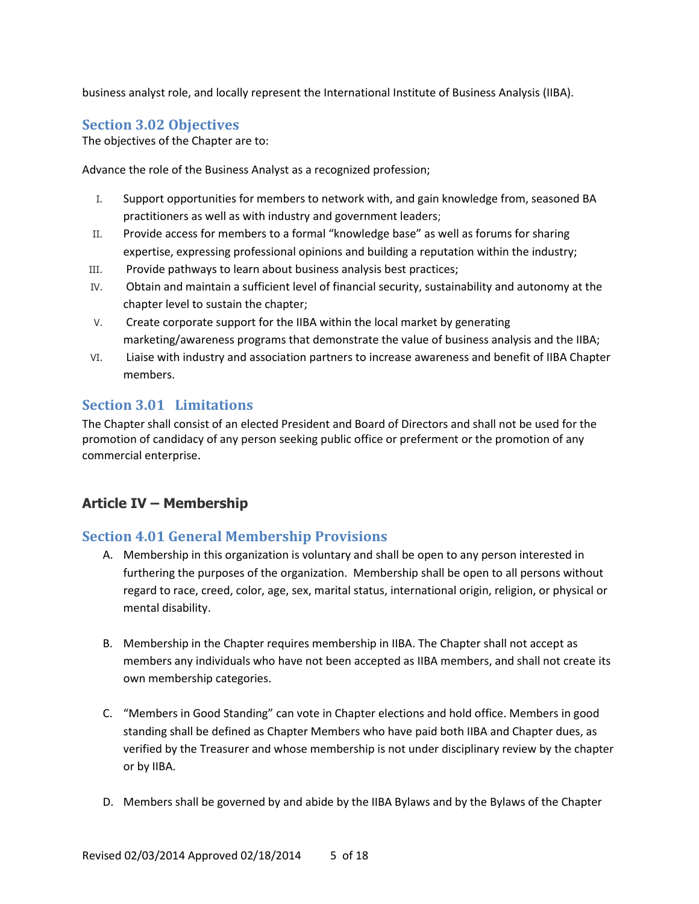business analyst role, and locally represent the International Institute of Business Analysis (IIBA).

### Section 3.02 Objectives

The objectives of the Chapter are to:

Advance the role of the Business Analyst as a recognized profession;

I. Support opportunities for members to network with, and gain knowledge from, seasoned BA practitioners as well as with industry and government leaders;
II. Provide access for members to a formal "knowledge base" as well as forums for sharing expertise, expressing professional opinions and building a reputation within the industry;
III. Provide pathways to learn about business analysis best practices;
IV. Obtain and maintain a sufficient level of financial security, sustainability and autonomy at the chapter level to sustain the chapter;
V. Create corporate support for the IIBA within the local market by generating marketing/awareness programs that demonstrate the value of business analysis and the IIBA;
VI. Liaise with industry and association partners to increase awareness and benefit of IIBA Chapter members.

### Section 3.01 Limitations

The Chapter shall consist of an elected President and Board of Directors and shall not be used for the promotion of candidacy of any person seeking public office or preferment or the promotion of any commercial enterprise.

## Article IV – Membership

### Section 4.01 General Membership Provisions

A. Membership in this organization is voluntary and shall be open to any person interested in furthering the purposes of the organization. Membership shall be open to all persons without regard to race, creed, color, age, sex, marital status, international origin, religion, or physical or mental disability.

B. Membership in the Chapter requires membership in IIBA. The Chapter shall not accept as members any individuals who have not been accepted as IIBA members, and shall not create its own membership categories.

C. "Members in Good Standing" can vote in Chapter elections and hold office. Members in good standing shall be defined as Chapter Members who have paid both IIBA and Chapter dues, as verified by the Treasurer and whose membership is not under disciplinary review by the chapter or by IIBA.

D. Members shall be governed by and abide by the IIBA Bylaws and by the Bylaws of the Chapter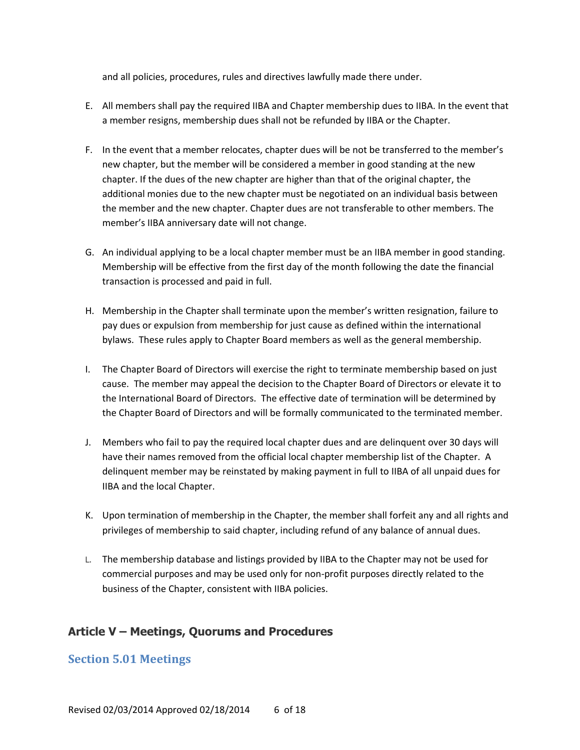and all policies, procedures, rules and directives lawfully made there under.

E. All members shall pay the required IIBA and Chapter membership dues to IIBA. In the event that a member resigns, membership dues shall not be refunded by IIBA or the Chapter.

F. In the event that a member relocates, chapter dues will be not be transferred to the member's new chapter, but the member will be considered a member in good standing at the new chapter. If the dues of the new chapter are higher than that of the original chapter, the additional monies due to the new chapter must be negotiated on an individual basis between the member and the new chapter. Chapter dues are not transferable to other members. The member's IIBA anniversary date will not change.

G. An individual applying to be a local chapter member must be an IIBA member in good standing. Membership will be effective from the first day of the month following the date the financial transaction is processed and paid in full.

H. Membership in the Chapter shall terminate upon the member's written resignation, failure to pay dues or expulsion from membership for just cause as defined within the international bylaws. These rules apply to Chapter Board members as well as the general membership.

I. The Chapter Board of Directors will exercise the right to terminate membership based on just cause. The member may appeal the decision to the Chapter Board of Directors or elevate it to the International Board of Directors. The effective date of termination will be determined by the Chapter Board of Directors and will be formally communicated to the terminated member.

J. Members who fail to pay the required local chapter dues and are delinquent over 30 days will have their names removed from the official local chapter membership list of the Chapter. A delinquent member may be reinstated by making payment in full to IIBA of all unpaid dues for IIBA and the local Chapter.

K. Upon termination of membership in the Chapter, the member shall forfeit any and all rights and privileges of membership to said chapter, including refund of any balance of annual dues.

L. The membership database and listings provided by IIBA to the Chapter may not be used for commercial purposes and may be used only for non-profit purposes directly related to the business of the Chapter, consistent with IIBA policies.

## Article V – Meetings, Quorums and Procedures

### Section 5.01 Meetings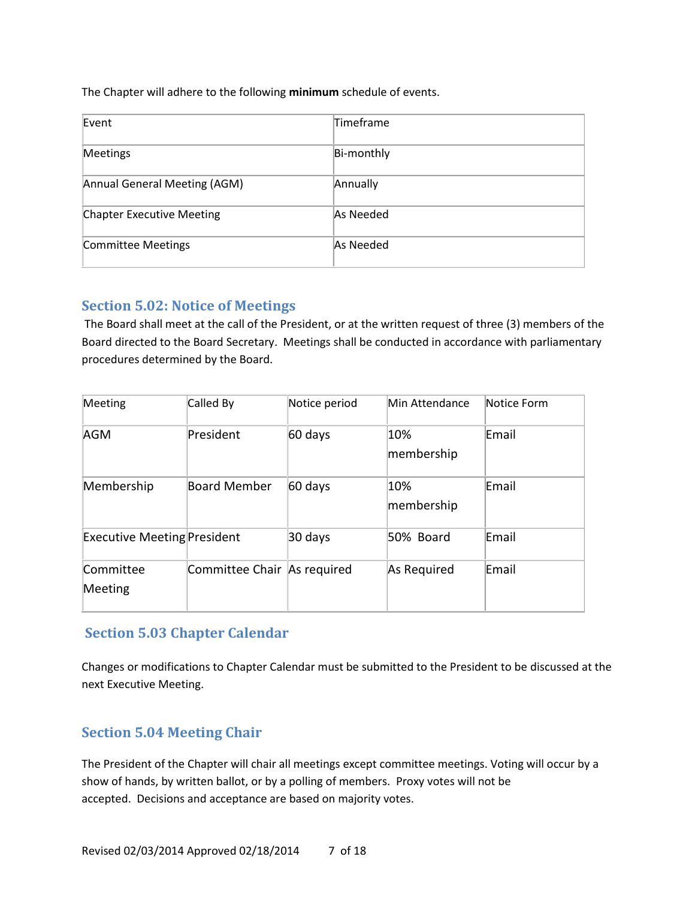The Chapter will adhere to the following **minimum** schedule of events.

| Event | Timeframe |
|---|---|
| Meetings | Bi-monthly |
| Annual General Meeting (AGM) | Annually |
| Chapter Executive Meeting | As Needed |
| Committee Meetings | As Needed |

## Section 5.02: Notice of Meetings

The Board shall meet at the call of the President, or at the written request of three (3) members of the Board directed to the Board Secretary. Meetings shall be conducted in accordance with parliamentary procedures determined by the Board.

| Meeting | Called By | Notice period | Min Attendance | Notice Form |
|---|---|---|---|---|
| AGM | President | 60 days | 10% membership | Email |
| Membership | Board Member | 60 days | 10% membership | Email |
| Executive Meeting | President | 30 days | 50% Board | Email |
| Committee Meeting | Committee Chair | As required | As Required | Email |

## Section 5.03 Chapter Calendar

Changes or modifications to Chapter Calendar must be submitted to the President to be discussed at the next Executive Meeting.

## Section 5.04 Meeting Chair

The President of the Chapter will chair all meetings except committee meetings. Voting will occur by a show of hands, by written ballot, or by a polling of members. Proxy votes will not be accepted. Decisions and acceptance are based on majority votes.

Revised 02/03/2014 Approved 02/18/2014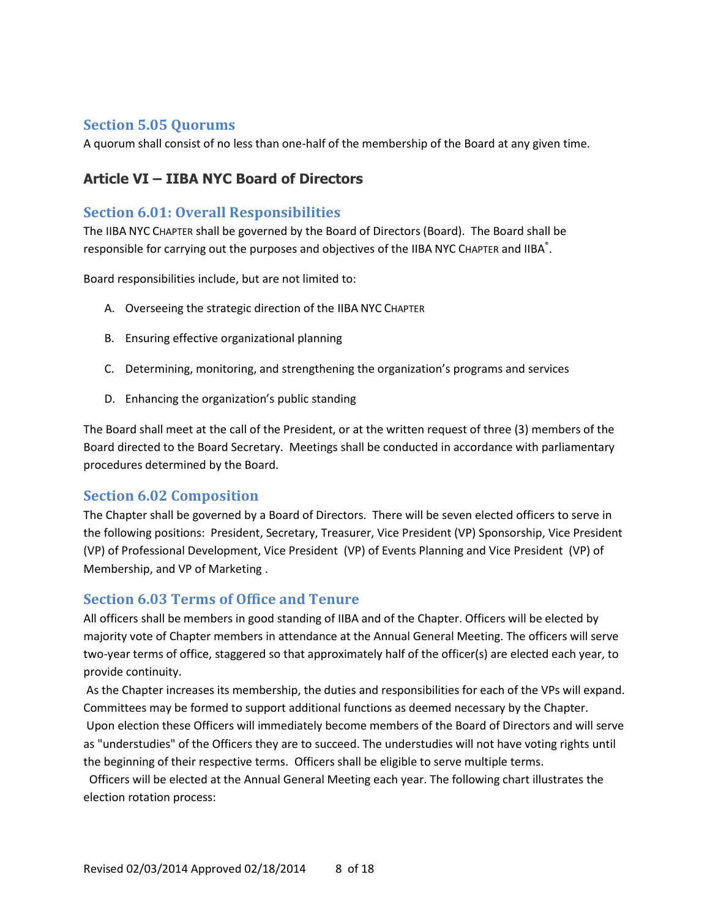### Section 5.05 Quorums

A quorum shall consist of no less than one-half of the membership of the Board at any given time.

## Article VI – IIBA NYC Board of Directors

### Section 6.01: Overall Responsibilities

The IIBA NYC CHAPTER shall be governed by the Board of Directors (Board). The Board shall be responsible for carrying out the purposes and objectives of the IIBA NYC CHAPTER and IIBA®.

Board responsibilities include, but are not limited to:

A. Overseeing the strategic direction of the IIBA NYC CHAPTER

B. Ensuring effective organizational planning

C. Determining, monitoring, and strengthening the organization's programs and services

D. Enhancing the organization's public standing

The Board shall meet at the call of the President, or at the written request of three (3) members of the Board directed to the Board Secretary. Meetings shall be conducted in accordance with parliamentary procedures determined by the Board.

### Section 6.02 Composition

The Chapter shall be governed by a Board of Directors. There will be seven elected officers to serve in the following positions: President, Secretary, Treasurer, Vice President (VP) Sponsorship, Vice President (VP) of Professional Development, Vice President (VP) of Events Planning and Vice President (VP) of Membership, and VP of Marketing .

### Section 6.03 Terms of Office and Tenure

All officers shall be members in good standing of IIBA and of the Chapter. Officers will be elected by majority vote of Chapter members in attendance at the Annual General Meeting. The officers will serve two-year terms of office, staggered so that approximately half of the officer(s) are elected each year, to provide continuity.

As the Chapter increases its membership, the duties and responsibilities for each of the VPs will expand. Committees may be formed to support additional functions as deemed necessary by the Chapter.

Upon election these Officers will immediately become members of the Board of Directors and will serve as "understudies" of the Officers they are to succeed. The understudies will not have voting rights until the beginning of their respective terms. Officers shall be eligible to serve multiple terms.

Officers will be elected at the Annual General Meeting each year. The following chart illustrates the election rotation process: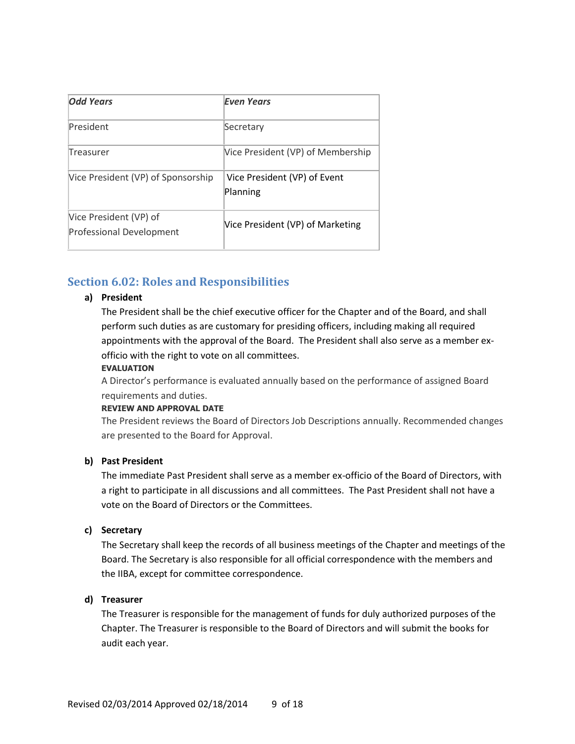| *Odd Years* | *Even Years* |
| --- | --- |
| President | Secretary |
| Treasurer | Vice President (VP) of Membership |
| Vice President (VP) of Sponsorship | Vice President (VP) of Event Planning |
| Vice President (VP) of Professional Development | Vice President (VP) of Marketing |

## Section 6.02: Roles and Responsibilities

**a) President**

The President shall be the chief executive officer for the Chapter and of the Board, and shall perform such duties as are customary for presiding officers, including making all required appointments with the approval of the Board. The President shall also serve as a member ex-officio with the right to vote on all committees.

**EVALUATION**

A Director's performance is evaluated annually based on the performance of assigned Board requirements and duties.

**REVIEW AND APPROVAL DATE**

The President reviews the Board of Directors Job Descriptions annually. Recommended changes are presented to the Board for Approval.

**b) Past President**

The immediate Past President shall serve as a member ex-officio of the Board of Directors, with a right to participate in all discussions and all committees. The Past President shall not have a vote on the Board of Directors or the Committees.

**c) Secretary**

The Secretary shall keep the records of all business meetings of the Chapter and meetings of the Board. The Secretary is also responsible for all official correspondence with the members and the IIBA, except for committee correspondence.

**d) Treasurer**

The Treasurer is responsible for the management of funds for duly authorized purposes of the Chapter. The Treasurer is responsible to the Board of Directors and will submit the books for audit each year.

Revised 02/03/2014 Approved 02/18/2014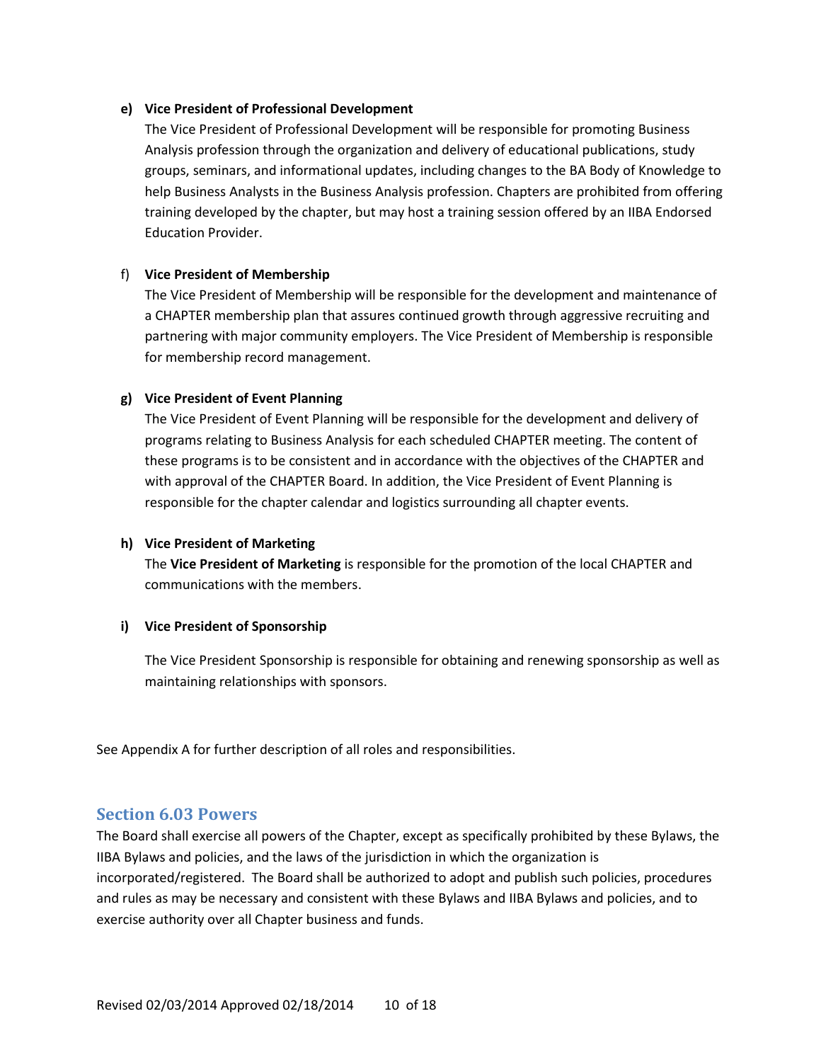**e) Vice President of Professional Development**

The Vice President of Professional Development will be responsible for promoting Business Analysis profession through the organization and delivery of educational publications, study groups, seminars, and informational updates, including changes to the BA Body of Knowledge to help Business Analysts in the Business Analysis profession. Chapters are prohibited from offering training developed by the chapter, but may host a training session offered by an IIBA Endorsed Education Provider.

f) **Vice President of Membership**

The Vice President of Membership will be responsible for the development and maintenance of a CHAPTER membership plan that assures continued growth through aggressive recruiting and partnering with major community employers. The Vice President of Membership is responsible for membership record management.

**g) Vice President of Event Planning**

The Vice President of Event Planning will be responsible for the development and delivery of programs relating to Business Analysis for each scheduled CHAPTER meeting. The content of these programs is to be consistent and in accordance with the objectives of the CHAPTER and with approval of the CHAPTER Board. In addition, the Vice President of Event Planning is responsible for the chapter calendar and logistics surrounding all chapter events.

**h) Vice President of Marketing**

The **Vice President of Marketing** is responsible for the promotion of the local CHAPTER and communications with the members.

**i) Vice President of Sponsorship**

The Vice President Sponsorship is responsible for obtaining and renewing sponsorship as well as maintaining relationships with sponsors.

See Appendix A for further description of all roles and responsibilities.

## Section 6.03 Powers

The Board shall exercise all powers of the Chapter, except as specifically prohibited by these Bylaws, the IIBA Bylaws and policies, and the laws of the jurisdiction in which the organization is incorporated/registered. The Board shall be authorized to adopt and publish such policies, procedures and rules as may be necessary and consistent with these Bylaws and IIBA Bylaws and policies, and to exercise authority over all Chapter business and funds.

Revised 02/03/2014 Approved 02/18/2014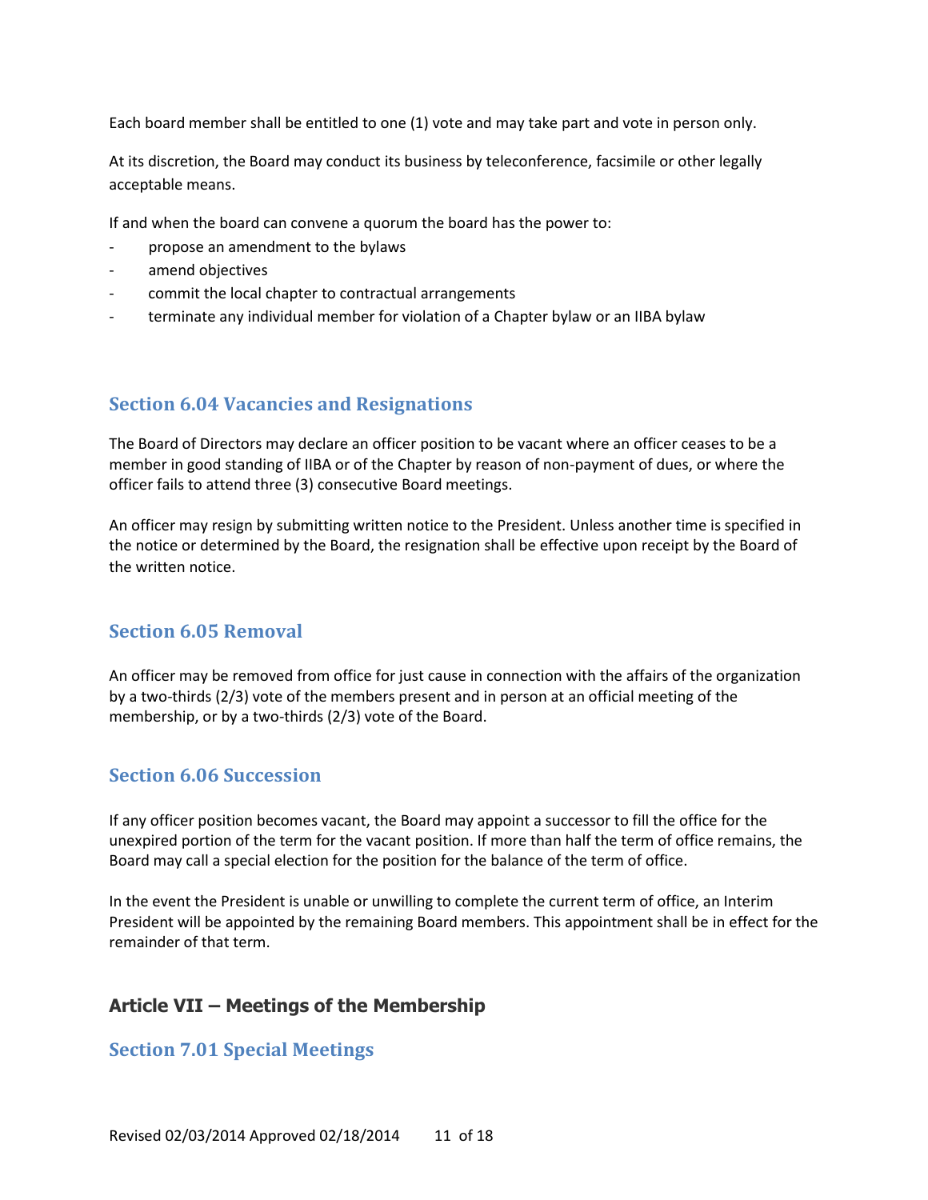Each board member shall be entitled to one (1) vote and may take part and vote in person only.

At its discretion, the Board may conduct its business by teleconference, facsimile or other legally acceptable means.

If and when the board can convene a quorum the board has the power to:

- propose an amendment to the bylaws
- amend objectives
- commit the local chapter to contractual arrangements
- terminate any individual member for violation of a Chapter bylaw or an IIBA bylaw

### Section 6.04 Vacancies and Resignations

The Board of Directors may declare an officer position to be vacant where an officer ceases to be a member in good standing of IIBA or of the Chapter by reason of non-payment of dues, or where the officer fails to attend three (3) consecutive Board meetings.

An officer may resign by submitting written notice to the President. Unless another time is specified in the notice or determined by the Board, the resignation shall be effective upon receipt by the Board of the written notice.

### Section 6.05 Removal

An officer may be removed from office for just cause in connection with the affairs of the organization by a two-thirds (2/3) vote of the members present and in person at an official meeting of the membership, or by a two-thirds (2/3) vote of the Board.

### Section 6.06 Succession

If any officer position becomes vacant, the Board may appoint a successor to fill the office for the unexpired portion of the term for the vacant position. If more than half the term of office remains, the Board may call a special election for the position for the balance of the term of office.

In the event the President is unable or unwilling to complete the current term of office, an Interim President will be appointed by the remaining Board members. This appointment shall be in effect for the remainder of that term.

## Article VII – Meetings of the Membership

### Section 7.01 Special Meetings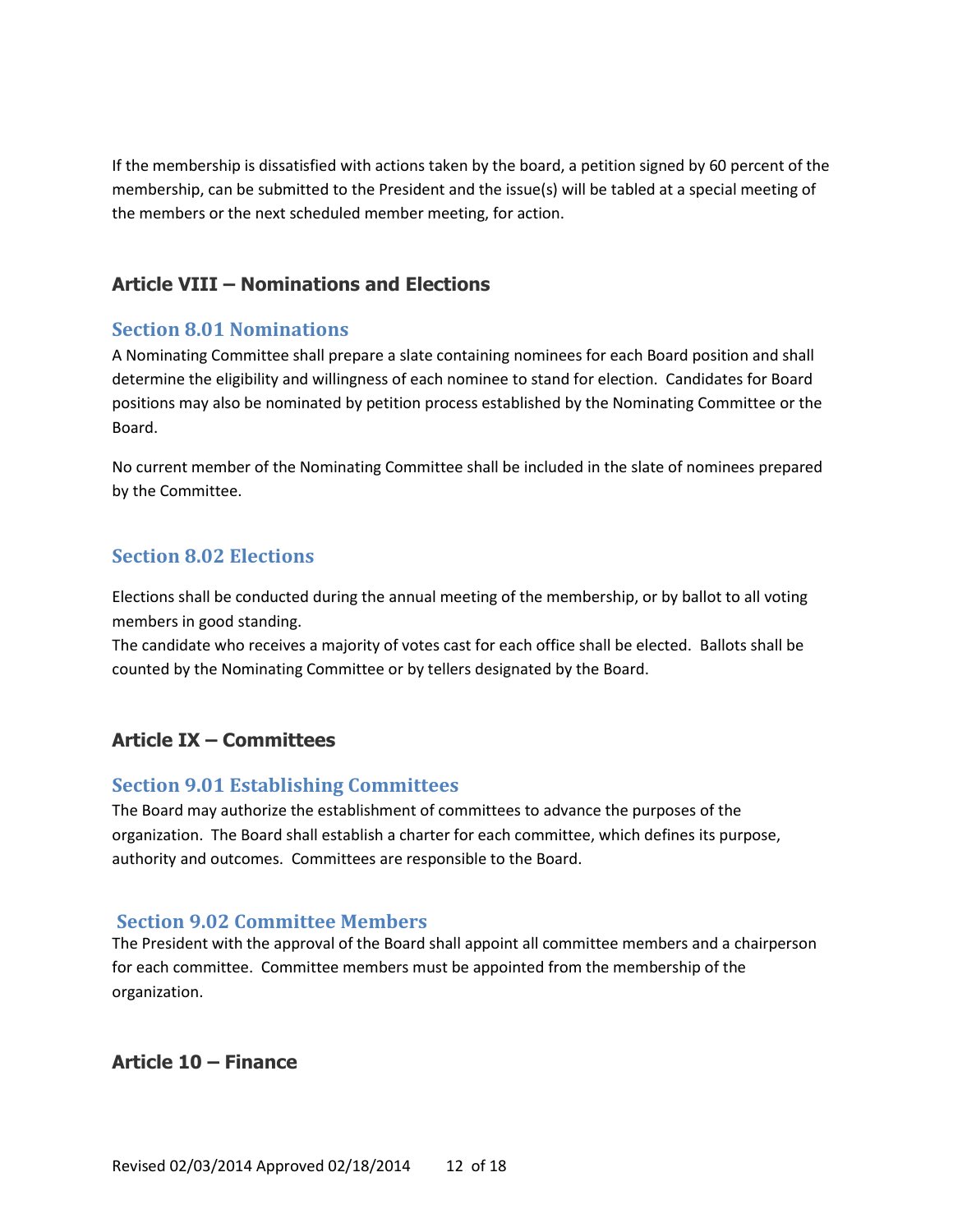If the membership is dissatisfied with actions taken by the board, a petition signed by 60 percent of the membership, can be submitted to the President and the issue(s) will be tabled at a special meeting of the members or the next scheduled member meeting, for action.

## Article VIII – Nominations and Elections

### Section 8.01 Nominations

A Nominating Committee shall prepare a slate containing nominees for each Board position and shall determine the eligibility and willingness of each nominee to stand for election. Candidates for Board positions may also be nominated by petition process established by the Nominating Committee or the Board.

No current member of the Nominating Committee shall be included in the slate of nominees prepared by the Committee.

### Section 8.02 Elections

Elections shall be conducted during the annual meeting of the membership, or by ballot to all voting members in good standing.

The candidate who receives a majority of votes cast for each office shall be elected. Ballots shall be counted by the Nominating Committee or by tellers designated by the Board.

## Article IX – Committees

### Section 9.01 Establishing Committees

The Board may authorize the establishment of committees to advance the purposes of the organization. The Board shall establish a charter for each committee, which defines its purpose, authority and outcomes. Committees are responsible to the Board.

### Section 9.02 Committee Members

The President with the approval of the Board shall appoint all committee members and a chairperson for each committee. Committee members must be appointed from the membership of the organization.

## Article 10 – Finance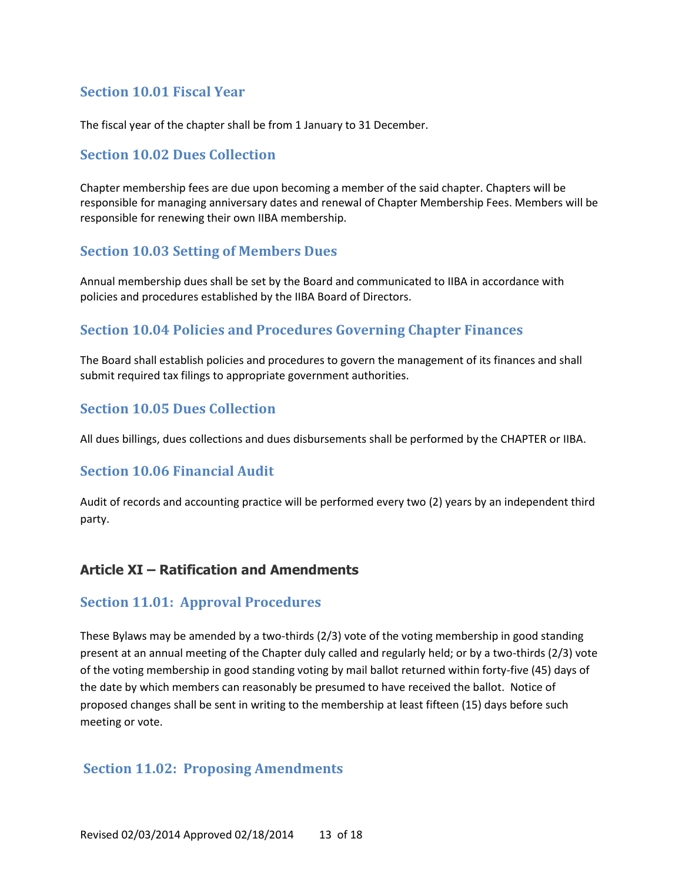### Section 10.01 Fiscal Year

The fiscal year of the chapter shall be from 1 January to 31 December.

### Section 10.02 Dues Collection

Chapter membership fees are due upon becoming a member of the said chapter. Chapters will be responsible for managing anniversary dates and renewal of Chapter Membership Fees. Members will be responsible for renewing their own IIBA membership.

### Section 10.03 Setting of Members Dues

Annual membership dues shall be set by the Board and communicated to IIBA in accordance with policies and procedures established by the IIBA Board of Directors.

### Section 10.04 Policies and Procedures Governing Chapter Finances

The Board shall establish policies and procedures to govern the management of its finances and shall submit required tax filings to appropriate government authorities.

### Section 10.05 Dues Collection

All dues billings, dues collections and dues disbursements shall be performed by the CHAPTER or IIBA.

### Section 10.06 Financial Audit

Audit of records and accounting practice will be performed every two (2) years by an independent third party.

## Article XI – Ratification and Amendments

### Section 11.01: Approval Procedures

These Bylaws may be amended by a two-thirds (2/3) vote of the voting membership in good standing present at an annual meeting of the Chapter duly called and regularly held; or by a two-thirds (2/3) vote of the voting membership in good standing voting by mail ballot returned within forty-five (45) days of the date by which members can reasonably be presumed to have received the ballot. Notice of proposed changes shall be sent in writing to the membership at least fifteen (15) days before such meeting or vote.

### Section 11.02: Proposing Amendments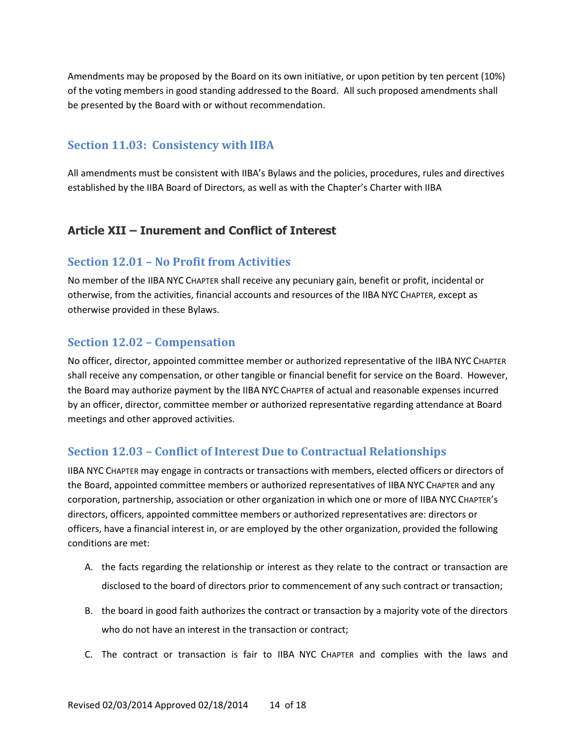Amendments may be proposed by the Board on its own initiative, or upon petition by ten percent (10%) of the voting members in good standing addressed to the Board. All such proposed amendments shall be presented by the Board with or without recommendation.

### Section 11.03: Consistency with IIBA

All amendments must be consistent with IIBA's Bylaws and the policies, procedures, rules and directives established by the IIBA Board of Directors, as well as with the Chapter's Charter with IIBA

## Article XII – Inurement and Conflict of Interest

### Section 12.01 – No Profit from Activities

No member of the IIBA NYC CHAPTER shall receive any pecuniary gain, benefit or profit, incidental or otherwise, from the activities, financial accounts and resources of the IIBA NYC CHAPTER, except as otherwise provided in these Bylaws.

### Section 12.02 – Compensation

No officer, director, appointed committee member or authorized representative of the IIBA NYC CHAPTER shall receive any compensation, or other tangible or financial benefit for service on the Board. However, the Board may authorize payment by the IIBA NYC CHAPTER of actual and reasonable expenses incurred by an officer, director, committee member or authorized representative regarding attendance at Board meetings and other approved activities.

### Section 12.03 – Conflict of Interest Due to Contractual Relationships

IIBA NYC CHAPTER may engage in contracts or transactions with members, elected officers or directors of the Board, appointed committee members or authorized representatives of IIBA NYC CHAPTER and any corporation, partnership, association or other organization in which one or more of IIBA NYC CHAPTER's directors, officers, appointed committee members or authorized representatives are: directors or officers, have a financial interest in, or are employed by the other organization, provided the following conditions are met:

A. the facts regarding the relationship or interest as they relate to the contract or transaction are disclosed to the board of directors prior to commencement of any such contract or transaction;

B. the board in good faith authorizes the contract or transaction by a majority vote of the directors who do not have an interest in the transaction or contract;

C. The contract or transaction is fair to IIBA NYC CHAPTER and complies with the laws and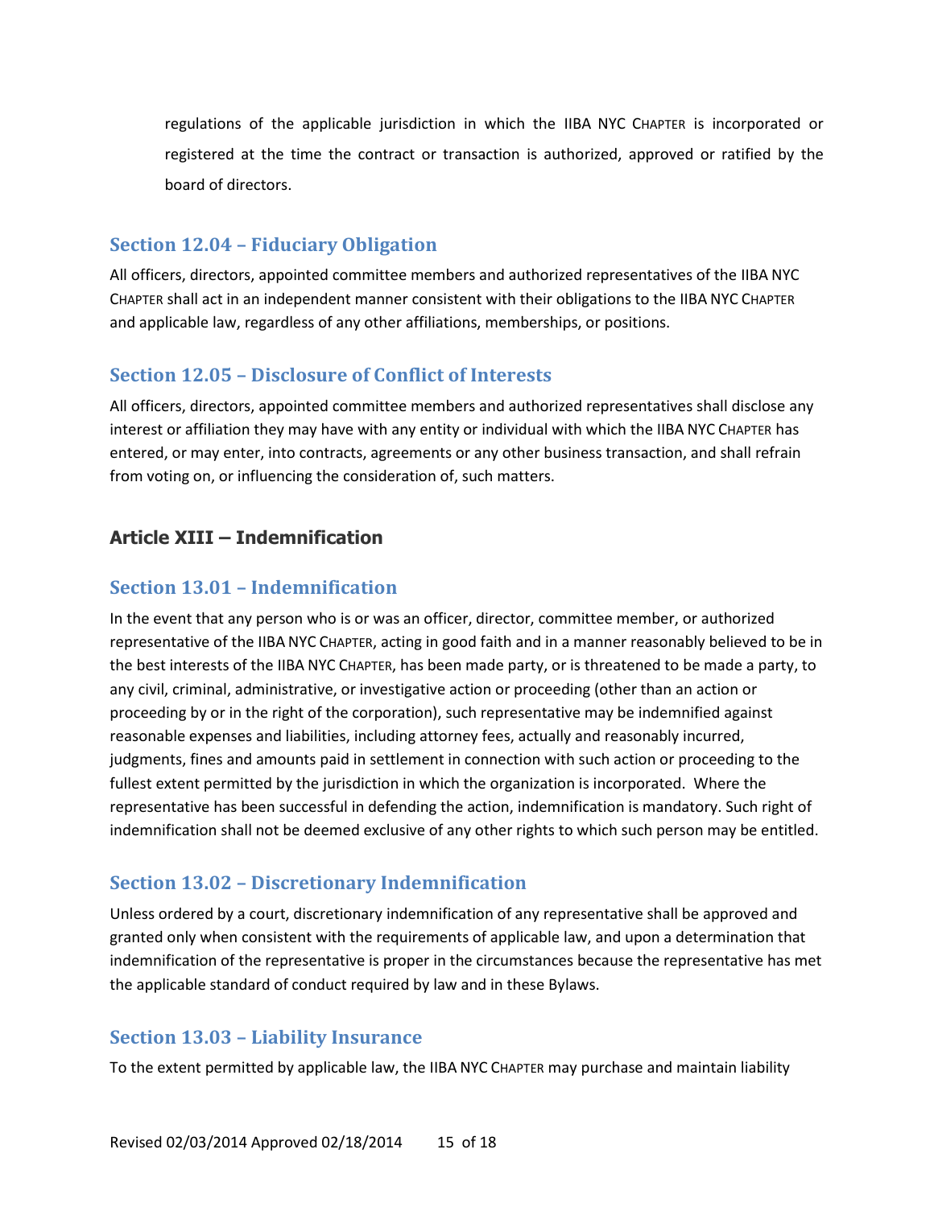regulations of the applicable jurisdiction in which the IIBA NYC CHAPTER is incorporated or registered at the time the contract or transaction is authorized, approved or ratified by the board of directors.

### Section 12.04 – Fiduciary Obligation

All officers, directors, appointed committee members and authorized representatives of the IIBA NYC CHAPTER shall act in an independent manner consistent with their obligations to the IIBA NYC CHAPTER and applicable law, regardless of any other affiliations, memberships, or positions.

### Section 12.05 – Disclosure of Conflict of Interests

All officers, directors, appointed committee members and authorized representatives shall disclose any interest or affiliation they may have with any entity or individual with which the IIBA NYC CHAPTER has entered, or may enter, into contracts, agreements or any other business transaction, and shall refrain from voting on, or influencing the consideration of, such matters.

## Article XIII – Indemnification

### Section 13.01 – Indemnification

In the event that any person who is or was an officer, director, committee member, or authorized representative of the IIBA NYC CHAPTER, acting in good faith and in a manner reasonably believed to be in the best interests of the IIBA NYC CHAPTER, has been made party, or is threatened to be made a party, to any civil, criminal, administrative, or investigative action or proceeding (other than an action or proceeding by or in the right of the corporation), such representative may be indemnified against reasonable expenses and liabilities, including attorney fees, actually and reasonably incurred, judgments, fines and amounts paid in settlement in connection with such action or proceeding to the fullest extent permitted by the jurisdiction in which the organization is incorporated. Where the representative has been successful in defending the action, indemnification is mandatory. Such right of indemnification shall not be deemed exclusive of any other rights to which such person may be entitled.

### Section 13.02 – Discretionary Indemnification

Unless ordered by a court, discretionary indemnification of any representative shall be approved and granted only when consistent with the requirements of applicable law, and upon a determination that indemnification of the representative is proper in the circumstances because the representative has met the applicable standard of conduct required by law and in these Bylaws.

### Section 13.03 – Liability Insurance

To the extent permitted by applicable law, the IIBA NYC CHAPTER may purchase and maintain liability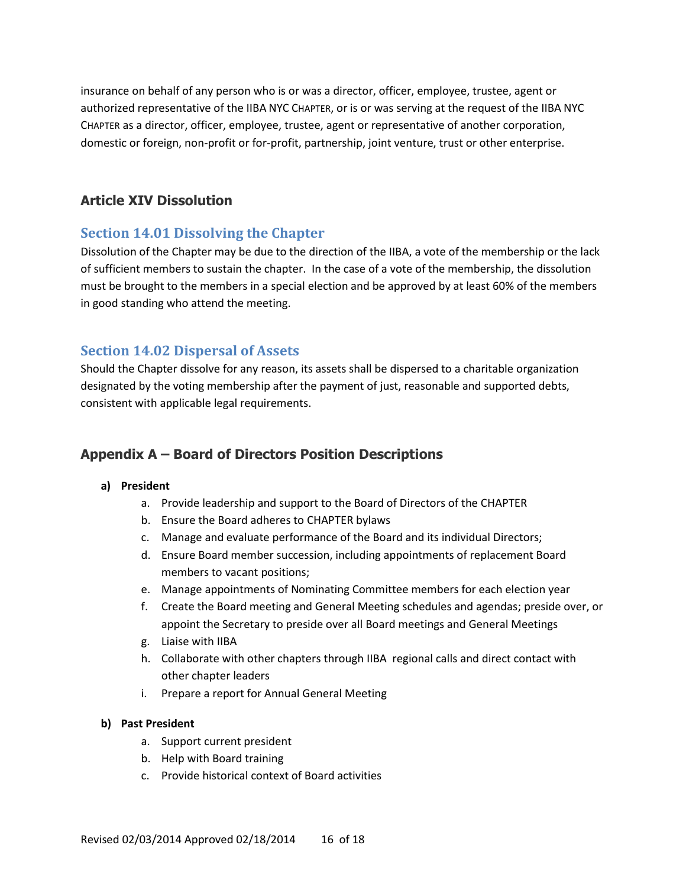insurance on behalf of any person who is or was a director, officer, employee, trustee, agent or authorized representative of the IIBA NYC CHAPTER, or is or was serving at the request of the IIBA NYC CHAPTER as a director, officer, employee, trustee, agent or representative of another corporation, domestic or foreign, non-profit or for-profit, partnership, joint venture, trust or other enterprise.

## Article XIV Dissolution

### Section 14.01 Dissolving the Chapter

Dissolution of the Chapter may be due to the direction of the IIBA, a vote of the membership or the lack of sufficient members to sustain the chapter. In the case of a vote of the membership, the dissolution must be brought to the members in a special election and be approved by at least 60% of the members in good standing who attend the meeting.

### Section 14.02 Dispersal of Assets

Should the Chapter dissolve for any reason, its assets shall be dispersed to a charitable organization designated by the voting membership after the payment of just, reasonable and supported debts, consistent with applicable legal requirements.

## Appendix A – Board of Directors Position Descriptions

**a) President**

a. Provide leadership and support to the Board of Directors of the CHAPTER
b. Ensure the Board adheres to CHAPTER bylaws
c. Manage and evaluate performance of the Board and its individual Directors;
d. Ensure Board member succession, including appointments of replacement Board members to vacant positions;
e. Manage appointments of Nominating Committee members for each election year
f. Create the Board meeting and General Meeting schedules and agendas; preside over, or appoint the Secretary to preside over all Board meetings and General Meetings
g. Liaise with IIBA
h. Collaborate with other chapters through IIBA regional calls and direct contact with other chapter leaders
i. Prepare a report for Annual General Meeting

**b) Past President**

a. Support current president
b. Help with Board training
c. Provide historical context of Board activities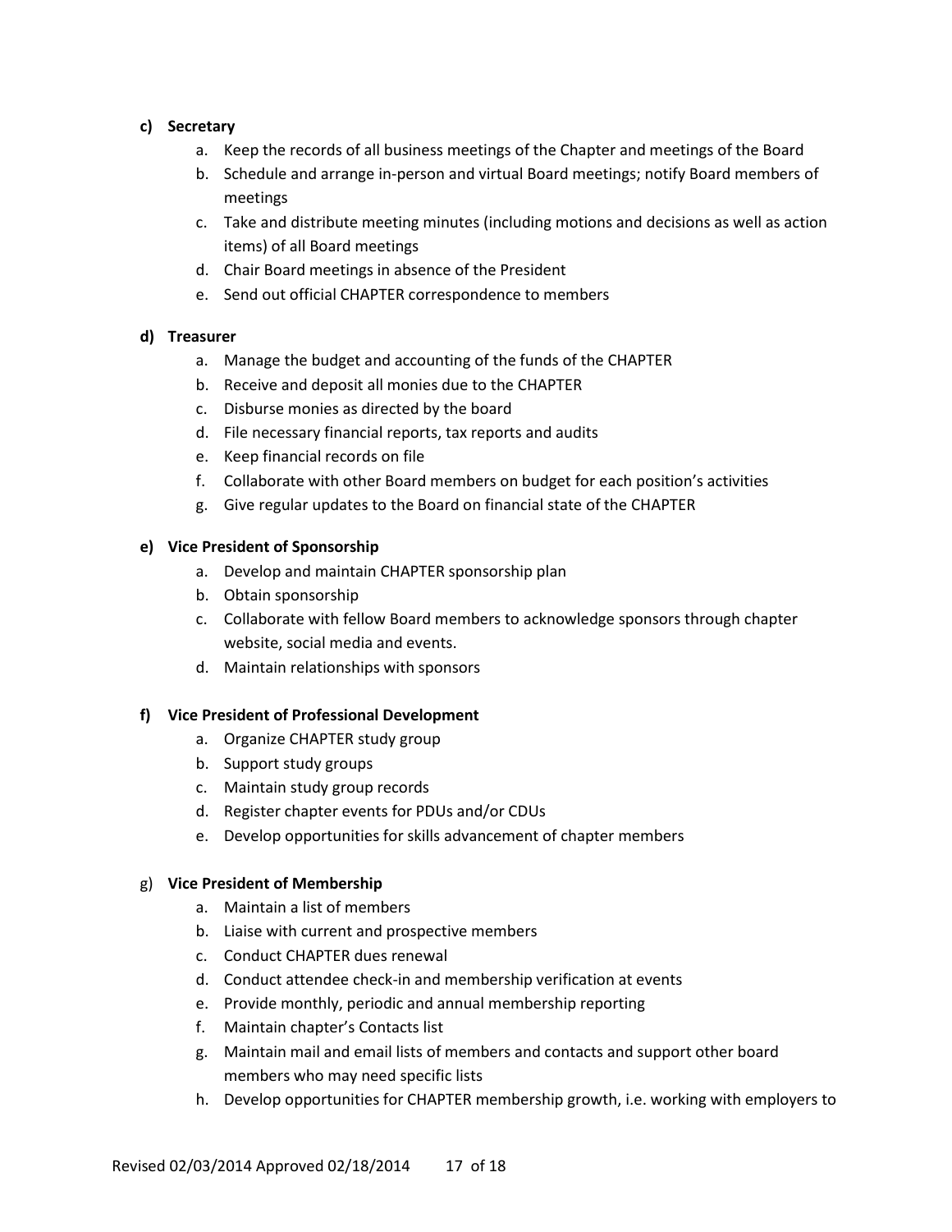**c) Secretary**

a. Keep the records of all business meetings of the Chapter and meetings of the Board
b. Schedule and arrange in-person and virtual Board meetings; notify Board members of meetings
c. Take and distribute meeting minutes (including motions and decisions as well as action items) of all Board meetings
d. Chair Board meetings in absence of the President
e. Send out official CHAPTER correspondence to members

**d) Treasurer**

a. Manage the budget and accounting of the funds of the CHAPTER
b. Receive and deposit all monies due to the CHAPTER
c. Disburse monies as directed by the board
d. File necessary financial reports, tax reports and audits
e. Keep financial records on file
f. Collaborate with other Board members on budget for each position's activities
g. Give regular updates to the Board on financial state of the CHAPTER

**e) Vice President of Sponsorship**

a. Develop and maintain CHAPTER sponsorship plan
b. Obtain sponsorship
c. Collaborate with fellow Board members to acknowledge sponsors through chapter website, social media and events.
d. Maintain relationships with sponsors

**f) Vice President of Professional Development**

a. Organize CHAPTER study group
b. Support study groups
c. Maintain study group records
d. Register chapter events for PDUs and/or CDUs
e. Develop opportunities for skills advancement of chapter members

g) **Vice President of Membership**

a. Maintain a list of members
b. Liaise with current and prospective members
c. Conduct CHAPTER dues renewal
d. Conduct attendee check-in and membership verification at events
e. Provide monthly, periodic and annual membership reporting
f. Maintain chapter's Contacts list
g. Maintain mail and email lists of members and contacts and support other board members who may need specific lists
h. Develop opportunities for CHAPTER membership growth, i.e. working with employers to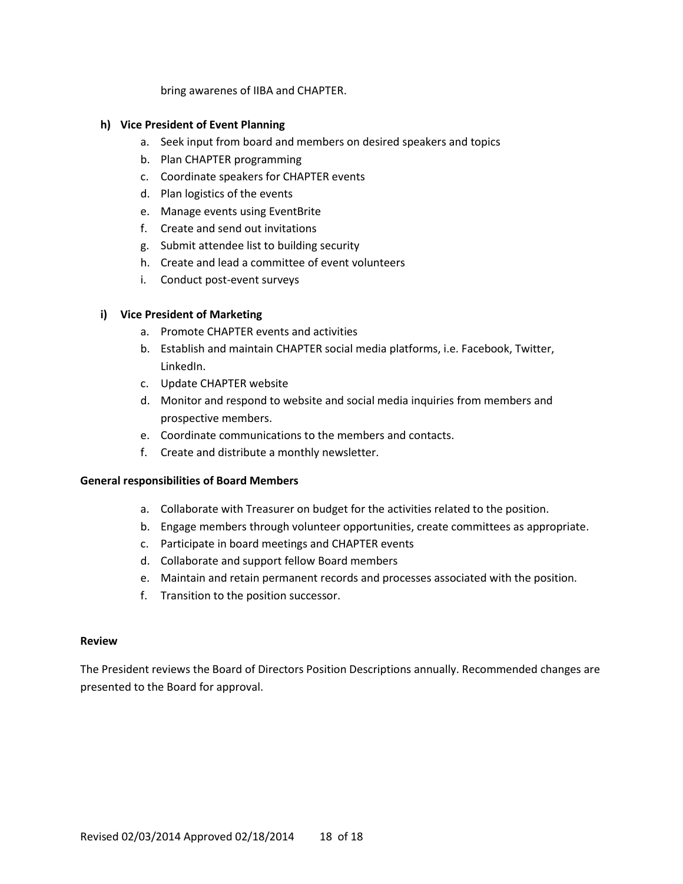bring awarenes of IIBA and CHAPTER.

**h) Vice President of Event Planning**

a. Seek input from board and members on desired speakers and topics
b. Plan CHAPTER programming
c. Coordinate speakers for CHAPTER events
d. Plan logistics of the events
e. Manage events using EventBrite
f. Create and send out invitations
g. Submit attendee list to building security
h. Create and lead a committee of event volunteers
i. Conduct post-event surveys

**i) Vice President of Marketing**

a. Promote CHAPTER events and activities
b. Establish and maintain CHAPTER social media platforms, i.e. Facebook, Twitter, LinkedIn.
c. Update CHAPTER website
d. Monitor and respond to website and social media inquiries from members and prospective members.
e. Coordinate communications to the members and contacts.
f. Create and distribute a monthly newsletter.

**General responsibilities of Board Members**

a. Collaborate with Treasurer on budget for the activities related to the position.
b. Engage members through volunteer opportunities, create committees as appropriate.
c. Participate in board meetings and CHAPTER events
d. Collaborate and support fellow Board members
e. Maintain and retain permanent records and processes associated with the position.
f. Transition to the position successor.

**Review**

The President reviews the Board of Directors Position Descriptions annually. Recommended changes are presented to the Board for approval.

Revised 02/03/2014 Approved 02/18/2014